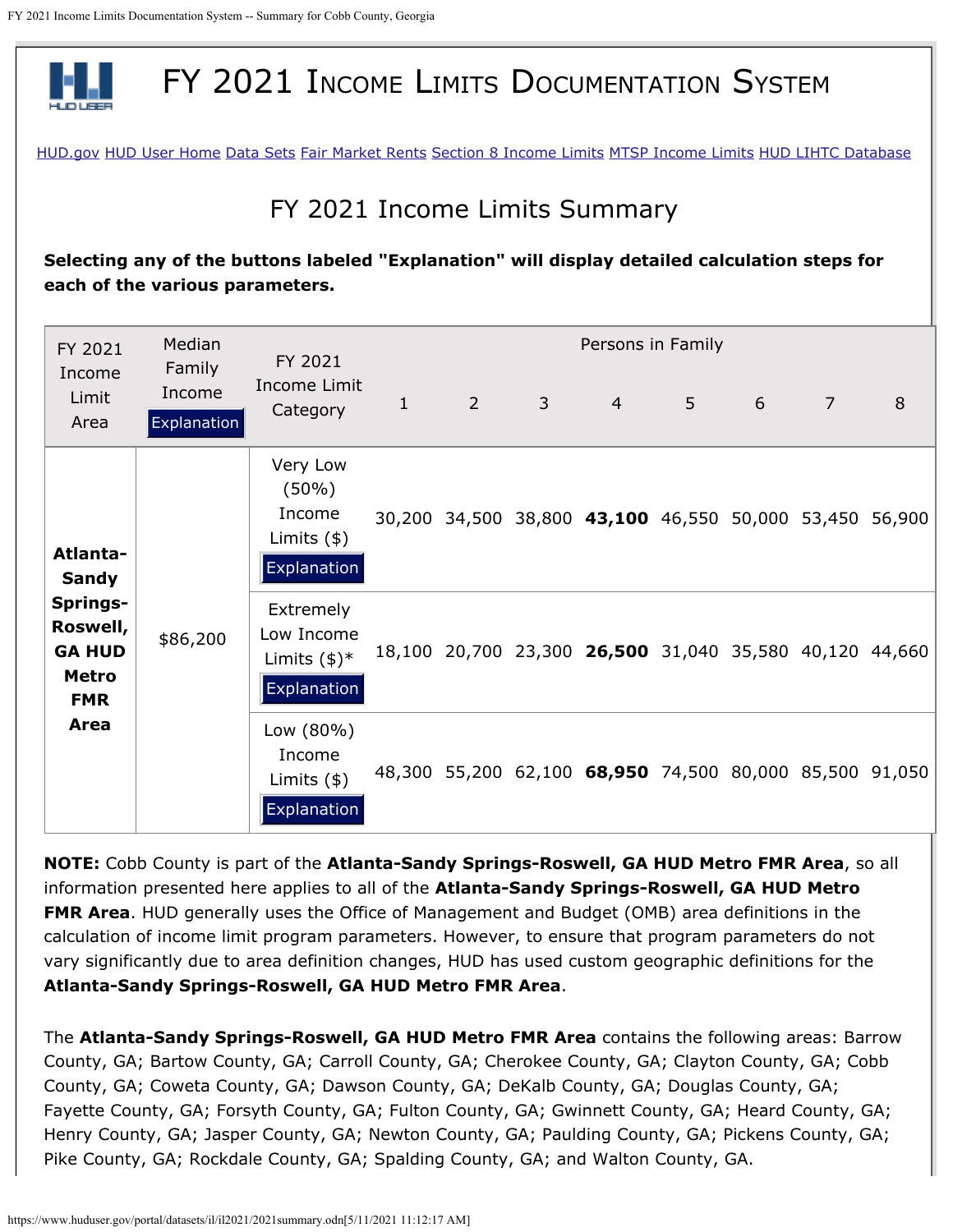# FY 2021 Income Limits Documentation System

HUD.gov HUD User Home Data Sets Fair Market Rents Section 8 Income Limits MTSP Income Limits HUD LIHTC Database

## FY 2021 Income Limits Summary

**Selecting any of the buttons labeled "Explanation" will display detailed calculation steps for each of the various parameters.**

| FY 2021 Income Limit Area | Median Family Income Explanation | FY 2021 Income Limit Category | Persons in Family | | | | | | | |
|---|---|---|---|---|---|---|---|---|---|---|
| | | | 1 | 2 | 3 | 4 | 5 | 6 | 7 | 8 |
| **Atlanta-Sandy Springs-Roswell, GA HUD Metro FMR Area** | $86,200 | Very Low (50%) Income Limits ($) Explanation | 30,200 | 34,500 | 38,800 | **43,100** | 46,550 | 50,000 | 53,450 | 56,900 |
| | | Extremely Low Income Limits ($)* Explanation | 18,100 | 20,700 | 23,300 | **26,500** | 31,040 | 35,580 | 40,120 | 44,660 |
| | | Low (80%) Income Limits ($) Explanation | 48,300 | 55,200 | 62,100 | **68,950** | 74,500 | 80,000 | 85,500 | 91,050 |

**NOTE:** Cobb County is part of the **Atlanta-Sandy Springs-Roswell, GA HUD Metro FMR Area**, so all information presented here applies to all of the **Atlanta-Sandy Springs-Roswell, GA HUD Metro FMR Area**. HUD generally uses the Office of Management and Budget (OMB) area definitions in the calculation of income limit program parameters. However, to ensure that program parameters do not vary significantly due to area definition changes, HUD has used custom geographic definitions for the **Atlanta-Sandy Springs-Roswell, GA HUD Metro FMR Area**.

The **Atlanta-Sandy Springs-Roswell, GA HUD Metro FMR Area** contains the following areas: Barrow County, GA; Bartow County, GA; Carroll County, GA; Cherokee County, GA; Clayton County, GA; Cobb County, GA; Coweta County, GA; Dawson County, GA; DeKalb County, GA; Douglas County, GA; Fayette County, GA; Forsyth County, GA; Fulton County, GA; Gwinnett County, GA; Heard County, GA; Henry County, GA; Jasper County, GA; Newton County, GA; Paulding County, GA; Pickens County, GA; Pike County, GA; Rockdale County, GA; Spalding County, GA; and Walton County, GA.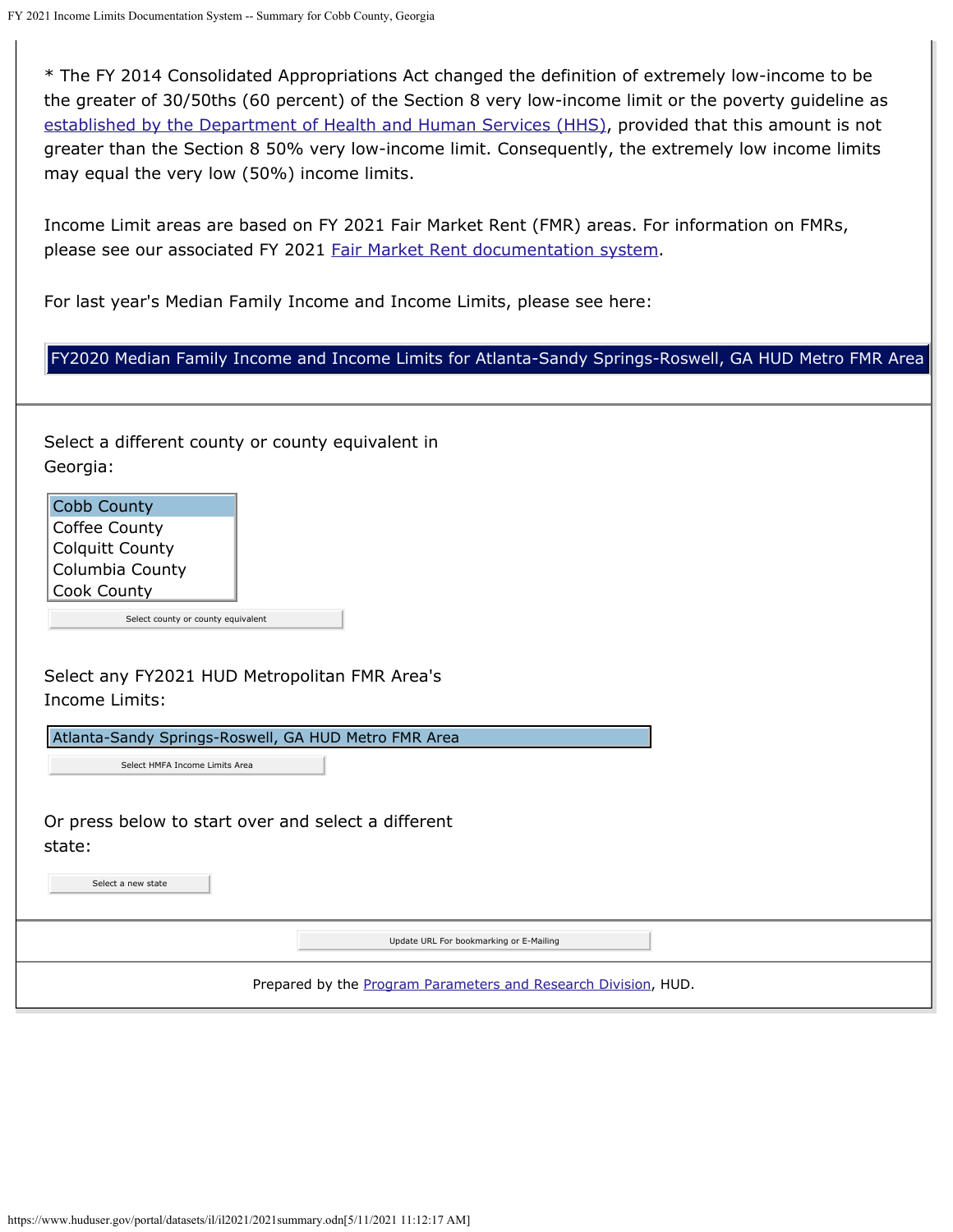* The FY 2014 Consolidated Appropriations Act changed the definition of extremely low-income to be the greater of 30/50ths (60 percent) of the Section 8 very low-income limit or the poverty guideline as established by the Department of Health and Human Services (HHS), provided that this amount is not greater than the Section 8 50% very low-income limit. Consequently, the extremely low income limits may equal the very low (50%) income limits.

Income Limit areas are based on FY 2021 Fair Market Rent (FMR) areas. For information on FMRs, please see our associated FY 2021 Fair Market Rent documentation system.

For last year's Median Family Income and Income Limits, please see here:

FY2020 Median Family Income and Income Limits for Atlanta-Sandy Springs-Roswell, GA HUD Metro FMR Area

Select a different county or county equivalent in Georgia:

Cobb County
Coffee County
Colquitt County
Columbia County
Cook County

Select county or county equivalent

Select any FY2021 HUD Metropolitan FMR Area's Income Limits:

Atlanta-Sandy Springs-Roswell, GA HUD Metro FMR Area

Select HMFA Income Limits Area

Or press below to start over and select a different state:

Select a new state

Update URL For bookmarking or E-Mailing

Prepared by the Program Parameters and Research Division, HUD.